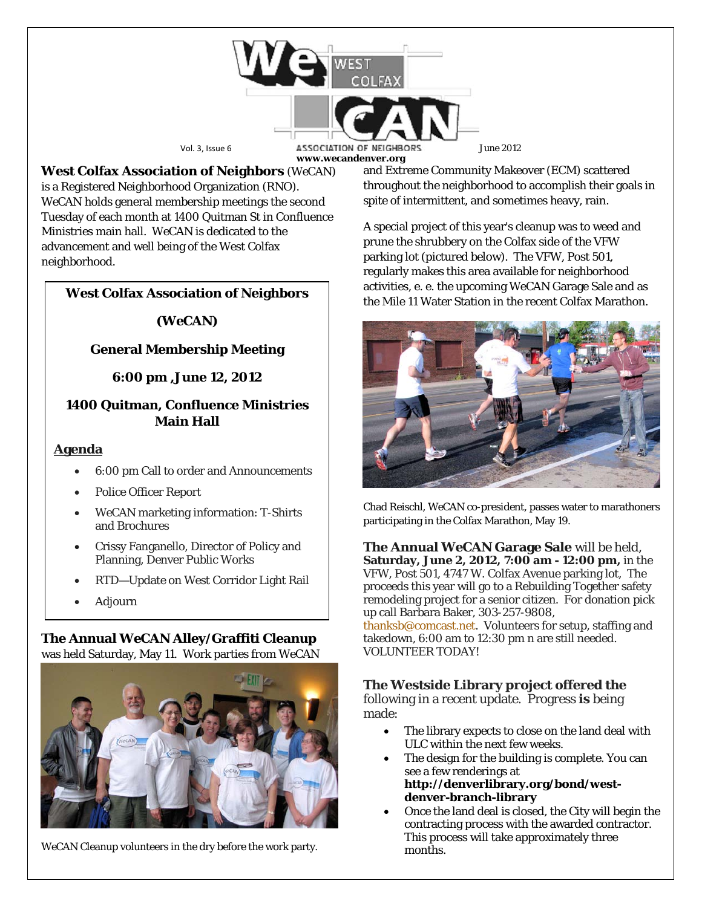# WeCAN West Colfax Association of Neighbors

Vol. 3, Issue 6 — June 2012

www.wecandenver.org

**West Colfax Association of Neighbors** (WeCAN) is a Registered Neighborhood Organization (RNO). WeCAN holds general membership meetings the second Tuesday of each month at 1400 Quitman St in Confluence Ministries main hall. WeCAN is dedicated to the advancement and well being of the West Colfax neighborhood.

> **West Colfax Association of Neighbors**
>
> **(WeCAN)**
>
> **General Membership Meeting**
>
> **6:00 pm ,June 12, 2012**
>
> **1400 Quitman, Confluence Ministries Main Hall**
>
> **Agenda**
>
> - 6:00 pm Call to order and Announcements
> - Police Officer Report
> - WeCAN marketing information: T-Shirts and Brochures
> - Crissy Fanganello, Director of Policy and Planning, Denver Public Works
> - RTD—Update on West Corridor Light Rail
> - Adjourn

**The Annual WeCAN Alley/Graffiti Cleanup** was held Saturday, May 11. Work parties from WeCAN and Extreme Community Makeover (ECM) scattered throughout the neighborhood to accomplish their goals in spite of intermittent, and sometimes heavy, rain.

WeCAN Cleanup volunteers in the dry before the work party.

A special project of this year's cleanup was to weed and prune the shrubbery on the Colfax side of the VFW parking lot (pictured below). The VFW, Post 501, regularly makes this area available for neighborhood activities, e. e. the upcoming WeCAN Garage Sale and as the Mile 11 Water Station in the recent Colfax Marathon.

Chad Reischl, WeCAN co-president, passes water to marathoners participating in the Colfax Marathon, May 19.

**The Annual WeCAN Garage Sale** will be held, **Saturday, June 2, 2012, 7:00 am - 12:00 pm,** in the VFW, Post 501, 4747 W. Colfax Avenue parking lot, The proceeds this year will go to a Rebuilding Together safety remodeling project for a senior citizen. For donation pick up call Barbara Baker, 303-257-9808, thanksb@comcast.net. Volunteers for setup, staffing and takedown, 6:00 am to 12:30 pm n are still needed. VOLUNTEER TODAY!

**The Westside Library project offered the** following in a recent update. Progress **is** being made:

- The library expects to close on the land deal with ULC within the next few weeks.
- The design for the building is complete. You can see a few renderings at **http://denverlibrary.org/bond/west-denver-branch-library**
- Once the land deal is closed, the City will begin the contracting process with the awarded contractor. This process will take approximately three months.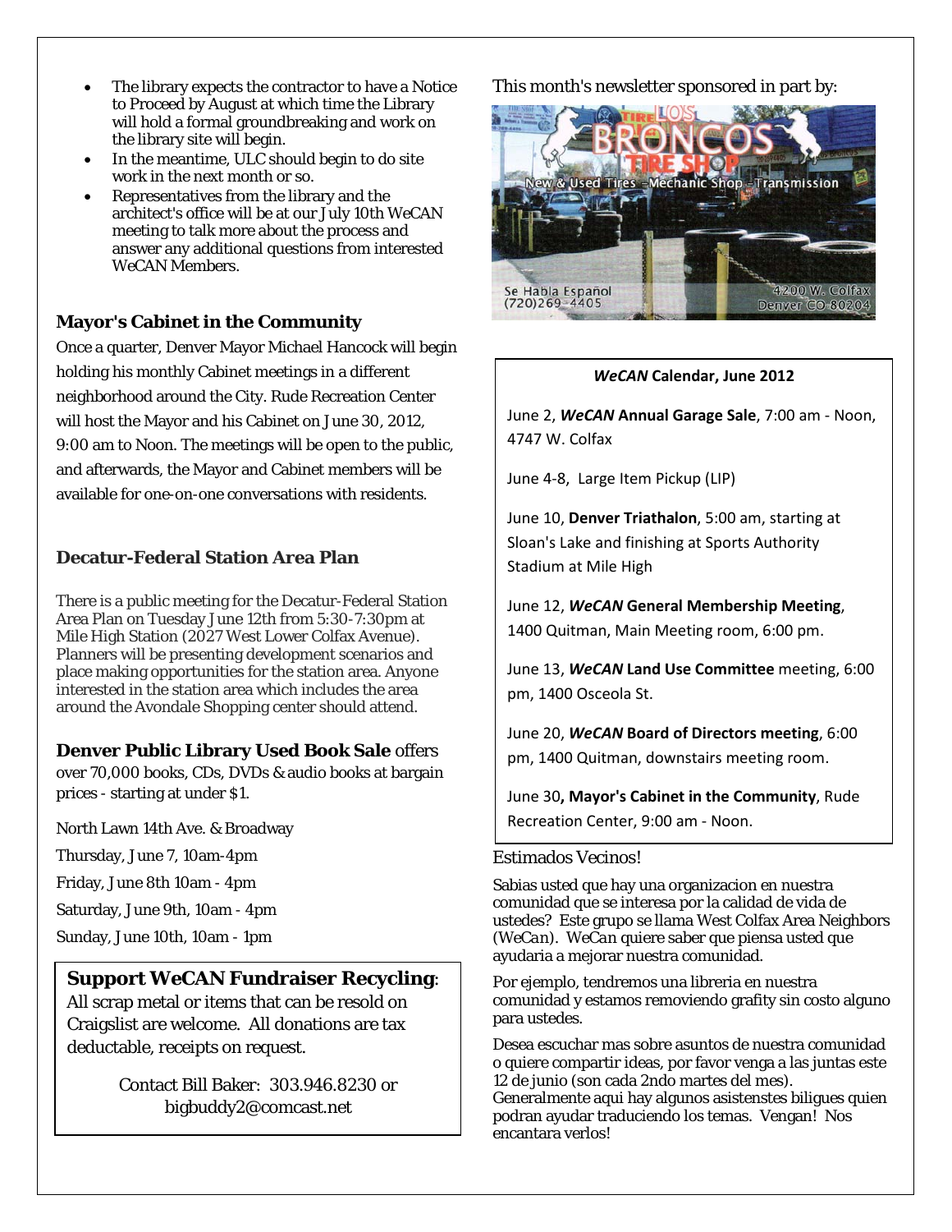- The library expects the contractor to have a Notice to Proceed by August at which time the Library will hold a formal groundbreaking and work on the library site will begin.
- In the meantime, ULC should begin to do site work in the next month or so.
- Representatives from the library and the architect's office will be at our July 10th WeCAN meeting to talk more about the process and answer any additional questions from interested WeCAN Members.

### Mayor's Cabinet in the Community

Once a quarter, Denver Mayor Michael Hancock will begin holding his monthly Cabinet meetings in a different neighborhood around the City. Rude Recreation Center will host the Mayor and his Cabinet on June 30, 2012, 9:00 am to Noon. The meetings will be open to the public, and afterwards, the Mayor and Cabinet members will be available for one-on-one conversations with residents.

### Decatur-Federal Station Area Plan

There is a public meeting for the Decatur-Federal Station Area Plan on Tuesday June 12th from 5:30-7:30pm at Mile High Station (2027 West Lower Colfax Avenue). Planners will be presenting development scenarios and place making opportunities for the station area. Anyone interested in the station area which includes the area around the Avondale Shopping center should attend.

**Denver Public Library Used Book Sale** offers over 70,000 books, CDs, DVDs & audio books at bargain prices - starting at under $1.

North Lawn 14th Ave. & Broadway

Thursday, June 7, 10am-4pm

Friday, June 8th 10am - 4pm

Saturday, June 9th, 10am - 4pm

Sunday, June 10th, 10am - 1pm

**Support WeCAN Fundraiser Recycling**: All scrap metal or items that can be resold on Craigslist are welcome. All donations are tax deductable, receipts on request.

Contact Bill Baker: 303.946.8230 or bigbuddy2@comcast.net

This month's newsletter sponsored in part by:

LOS BRONCOS TIRE SHOP

New & Used Tires - Mechanic Shop - Transmission

Se Habla Español
(720)269-4405

4200 W. Colfax
Denver CO 80204

**_WeCAN_ Calendar, June 2012**

June 2, **_WeCAN_ Annual Garage Sale**, 7:00 am - Noon, 4747 W. Colfax

June 4-8, Large Item Pickup (LIP)

June 10, **Denver Triathalon**, 5:00 am, starting at Sloan's Lake and finishing at Sports Authority Stadium at Mile High

June 12, **_WeCAN_ General Membership Meeting**, 1400 Quitman, Main Meeting room, 6:00 pm.

June 13, **_WeCAN_ Land Use Committee** meeting, 6:00 pm, 1400 Osceola St.

June 20, **_WeCAN_ Board of Directors meeting**, 6:00 pm, 1400 Quitman, downstairs meeting room.

June 30**, Mayor's Cabinet in the Community**, Rude Recreation Center, 9:00 am - Noon.

Estimados Vecinos!

Sabias usted que hay una organizacion en nuestra comunidad que se interesa por la calidad de vida de ustedes? Este grupo se llama West Colfax Area Neighbors (WeCan). WeCan quiere saber que piensa usted que ayudaria a mejorar nuestra comunidad.

Por ejemplo, tendremos una libreria en nuestra comunidad y estamos removiendo grafity sin costo alguno para ustedes.

Desea escuchar mas sobre asuntos de nuestra comunidad o quiere compartir ideas, por favor venga a las juntas este 12 de junio (son cada 2ndo martes del mes). Generalmente aqui hay algunos asistenstes biligues quien podran ayudar traduciendo los temas. Vengan! Nos encantara verlos!